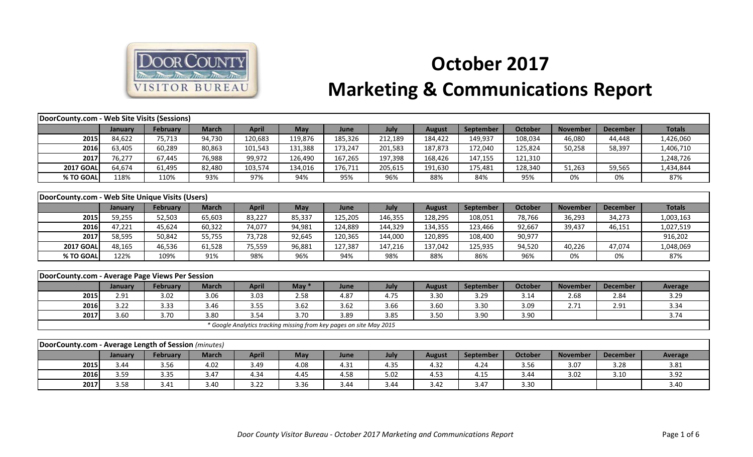# October 2017

# Marketing & Communications Report

| DoorCounty.com - Web Site Visits (Sessions) | | | | | | | | | | | | | |
|---|---|---|---|---|---|---|---|---|---|---|---|---|---|
| | January | February | March | April | May | June | July | August | September | October | November | December | Totals |
| 2015 | 84,622 | 75,713 | 94,730 | 120,683 | 119,876 | 185,326 | 212,189 | 184,422 | 149,937 | 108,034 | 46,080 | 44,448 | 1,426,060 |
| 2016 | 63,405 | 60,289 | 80,863 | 101,543 | 131,388 | 173,247 | 201,583 | 187,873 | 172,040 | 125,824 | 50,258 | 58,397 | 1,406,710 |
| 2017 | 76,277 | 67,445 | 76,988 | 99,972 | 126,490 | 167,265 | 197,398 | 168,426 | 147,155 | 121,310 | | | 1,248,726 |
| 2017 GOAL | 64,674 | 61,495 | 82,480 | 103,574 | 134,016 | 176,711 | 205,615 | 191,630 | 175,481 | 128,340 | 51,263 | 59,565 | 1,434,844 |
| % TO GOAL | 118% | 110% | 93% | 97% | 94% | 95% | 96% | 88% | 84% | 95% | 0% | 0% | 87% |

| DoorCounty.com - Web Site Unique Visits (Users) | | | | | | | | | | | | | |
|---|---|---|---|---|---|---|---|---|---|---|---|---|---|
| | January | February | March | April | May | June | July | August | September | October | November | December | Totals |
| 2015 | 59,255 | 52,503 | 65,603 | 83,227 | 85,337 | 125,205 | 146,355 | 128,295 | 108,051 | 78,766 | 36,293 | 34,273 | 1,003,163 |
| 2016 | 47,221 | 45,624 | 60,322 | 74,077 | 94,981 | 124,889 | 144,329 | 134,355 | 123,466 | 92,667 | 39,437 | 46,151 | 1,027,519 |
| 2017 | 58,595 | 50,842 | 55,755 | 73,728 | 92,645 | 120,365 | 144,000 | 120,895 | 108,400 | 90,977 | | | 916,202 |
| 2017 GOAL | 48,165 | 46,536 | 61,528 | 75,559 | 96,881 | 127,387 | 147,216 | 137,042 | 125,935 | 94,520 | 40,226 | 47,074 | 1,048,069 |
| % TO GOAL | 122% | 109% | 91% | 98% | 96% | 94% | 98% | 88% | 86% | 96% | 0% | 0% | 87% |

| DoorCounty.com - Average Page Views Per Session | | | | | | | | | | | | | |
|---|---|---|---|---|---|---|---|---|---|---|---|---|---|
| | January | February | March | April | May * | June | July | August | September | October | November | December | Average |
| 2015 | 2.91 | 3.02 | 3.06 | 3.03 | 2.58 | 4.87 | 4.75 | 3.30 | 3.29 | 3.14 | 2.68 | 2.84 | 3.29 |
| 2016 | 3.22 | 3.33 | 3.46 | 3.55 | 3.62 | 3.62 | 3.66 | 3.60 | 3.30 | 3.09 | 2.71 | 2.91 | 3.34 |
| 2017 | 3.60 | 3.70 | 3.80 | 3.54 | 3.70 | 3.89 | 3.85 | 3.50 | 3.90 | 3.90 | | | 3.74 |
| *\* Google Analytics tracking missing from key pages on site May 2015* | | | | | | | | | | | | | |

| DoorCounty.com - Average Length of Session *(minutes)* | | | | | | | | | | | | | |
|---|---|---|---|---|---|---|---|---|---|---|---|---|---|
| | January | February | March | April | May | June | July | August | September | October | November | December | Average |
| 2015 | 3.44 | 3.56 | 4.02 | 3.49 | 4.08 | 4.31 | 4.35 | 4.32 | 4.24 | 3.56 | 3.07 | 3.28 | 3.81 |
| 2016 | 3.59 | 3.35 | 3.47 | 4.34 | 4.45 | 4.58 | 5.02 | 4.53 | 4.15 | 3.44 | 3.02 | 3.10 | 3.92 |
| 2017 | 3.58 | 3.41 | 3.40 | 3.22 | 3.36 | 3.44 | 3.44 | 3.42 | 3.47 | 3.30 | | | 3.40 |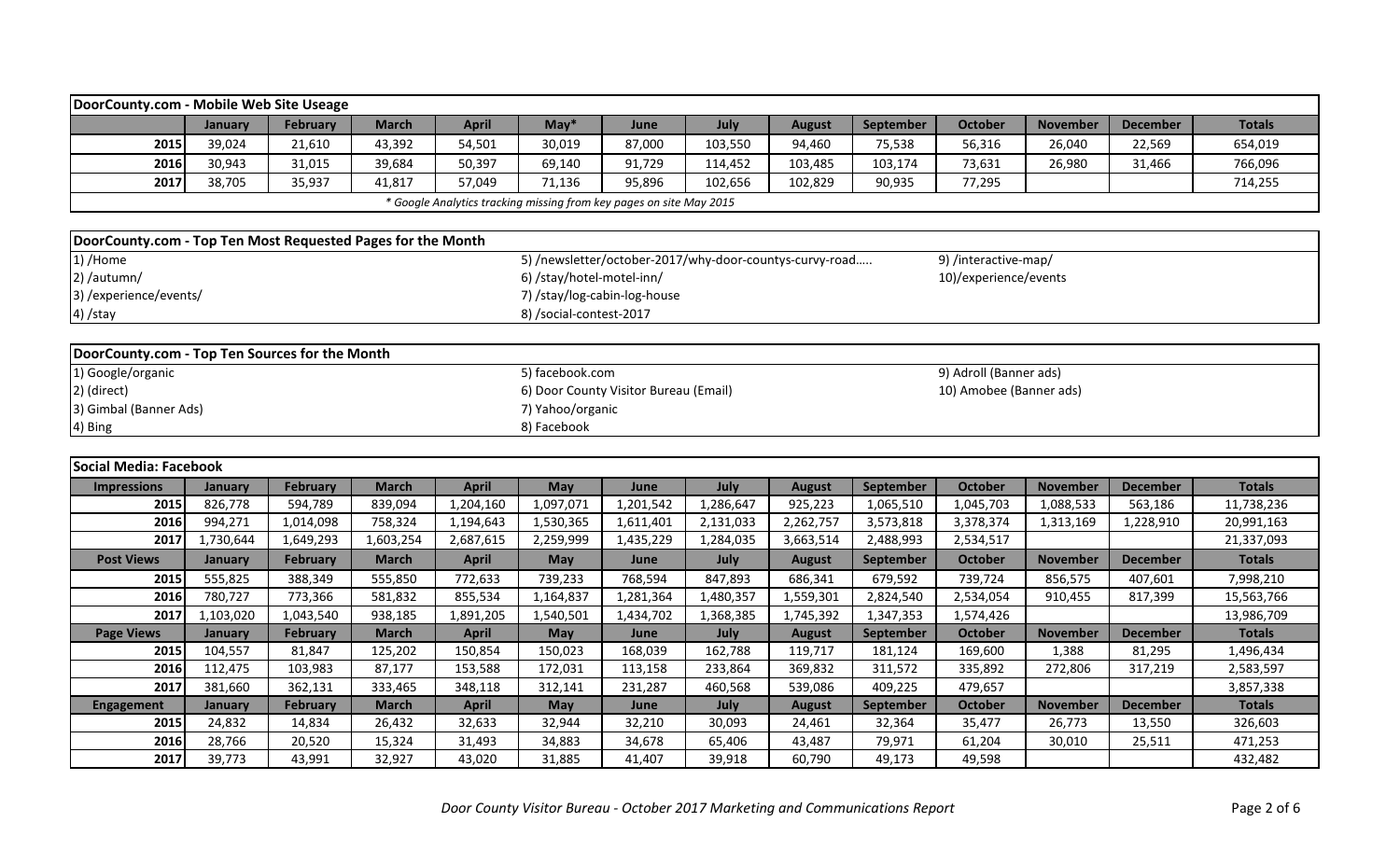## DoorCounty.com - Mobile Web Site Useage

| | January | February | March | April | May* | June | July | August | September | October | November | December | Totals |
|---|---|---|---|---|---|---|---|---|---|---|---|---|---|
| 2015 | 39,024 | 21,610 | 43,392 | 54,501 | 30,019 | 87,000 | 103,550 | 94,460 | 75,538 | 56,316 | 26,040 | 22,569 | 654,019 |
| 2016 | 30,943 | 31,015 | 39,684 | 50,397 | 69,140 | 91,729 | 114,452 | 103,485 | 103,174 | 73,631 | 26,980 | 31,466 | 766,096 |
| 2017 | 38,705 | 35,937 | 41,817 | 57,049 | 71,136 | 95,896 | 102,656 | 102,829 | 90,935 | 77,295 | | | 714,255 |

*\* Google Analytics tracking missing from key pages on site May 2015*

## DoorCounty.com - Top Ten Most Requested Pages for the Month

1) /Home
2) /autumn/
3) /experience/events/
4) /stay
5) /newsletter/october-2017/why-door-countys-curvy-road…..
6) /stay/hotel-motel-inn/
7) /stay/log-cabin-log-house
8) /social-contest-2017
9) /interactive-map/
10)/experience/events

## DoorCounty.com - Top Ten Sources for the Month

1) Google/organic
2) (direct)
3) Gimbal (Banner Ads)
4) Bing
5) facebook.com
6) Door County Visitor Bureau (Email)
7) Yahoo/organic
8) Facebook
9) Adroll (Banner ads)
10) Amobee (Banner ads)

## Social Media: Facebook

| Impressions | January | February | March | April | May | June | July | August | September | October | November | December | Totals |
|---|---|---|---|---|---|---|---|---|---|---|---|---|---|
| 2015 | 826,778 | 594,789 | 839,094 | 1,204,160 | 1,097,071 | 1,201,542 | 1,286,647 | 925,223 | 1,065,510 | 1,045,703 | 1,088,533 | 563,186 | 11,738,236 |
| 2016 | 994,271 | 1,014,098 | 758,324 | 1,194,643 | 1,530,365 | 1,611,401 | 2,131,033 | 2,262,757 | 3,573,818 | 3,378,374 | 1,313,169 | 1,228,910 | 20,991,163 |
| 2017 | 1,730,644 | 1,649,293 | 1,603,254 | 2,687,615 | 2,259,999 | 1,435,229 | 1,284,035 | 3,663,514 | 2,488,993 | 2,534,517 | | | 21,337,093 |
| **Post Views** | **January** | **February** | **March** | **April** | **May** | **June** | **July** | **August** | **September** | **October** | **November** | **December** | **Totals** |
| 2015 | 555,825 | 388,349 | 555,850 | 772,633 | 739,233 | 768,594 | 847,893 | 686,341 | 679,592 | 739,724 | 856,575 | 407,601 | 7,998,210 |
| 2016 | 780,727 | 773,366 | 581,832 | 855,534 | 1,164,837 | 1,281,364 | 1,480,357 | 1,559,301 | 2,824,540 | 2,534,054 | 910,455 | 817,399 | 15,563,766 |
| 2017 | 1,103,020 | 1,043,540 | 938,185 | 1,891,205 | 1,540,501 | 1,434,702 | 1,368,385 | 1,745,392 | 1,347,353 | 1,574,426 | | | 13,986,709 |
| **Page Views** | **January** | **February** | **March** | **April** | **May** | **June** | **July** | **August** | **September** | **October** | **November** | **December** | **Totals** |
| 2015 | 104,557 | 81,847 | 125,202 | 150,854 | 150,023 | 168,039 | 162,788 | 119,717 | 181,124 | 169,600 | 1,388 | 81,295 | 1,496,434 |
| 2016 | 112,475 | 103,983 | 87,177 | 153,588 | 172,031 | 113,158 | 233,864 | 369,832 | 311,572 | 335,892 | 272,806 | 317,219 | 2,583,597 |
| 2017 | 381,660 | 362,131 | 333,465 | 348,118 | 312,141 | 231,287 | 460,568 | 539,086 | 409,225 | 479,657 | | | 3,857,338 |
| **Engagement** | **January** | **February** | **March** | **April** | **May** | **June** | **July** | **August** | **September** | **October** | **November** | **December** | **Totals** |
| 2015 | 24,832 | 14,834 | 26,432 | 32,633 | 32,944 | 32,210 | 30,093 | 24,461 | 32,364 | 35,477 | 26,773 | 13,550 | 326,603 |
| 2016 | 28,766 | 20,520 | 15,324 | 31,493 | 34,883 | 34,678 | 65,406 | 43,487 | 79,971 | 61,204 | 30,010 | 25,511 | 471,253 |
| 2017 | 39,773 | 43,991 | 32,927 | 43,020 | 31,885 | 41,407 | 39,918 | 60,790 | 49,173 | 49,598 | | | 432,482 |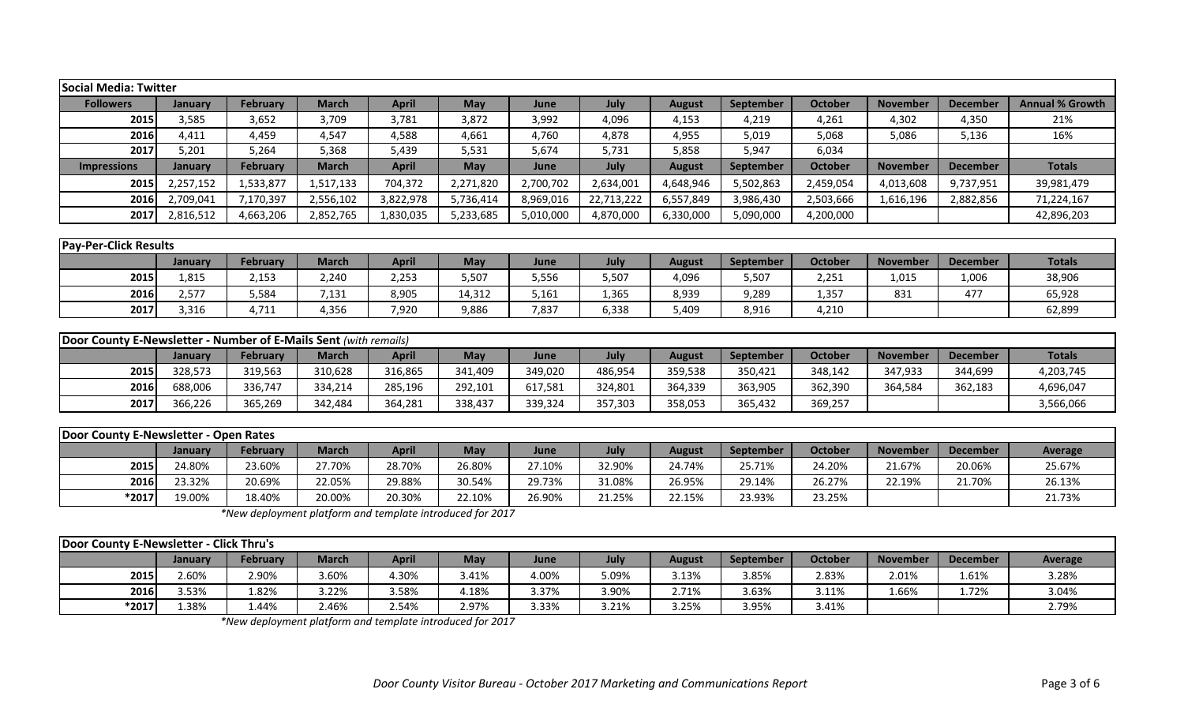**Social Media: Twitter**

| Followers | January | February | March | April | May | June | July | August | September | October | November | December | Annual % Growth |
|---|---|---|---|---|---|---|---|---|---|---|---|---|---|
| 2015 | 3,585 | 3,652 | 3,709 | 3,781 | 3,872 | 3,992 | 4,096 | 4,153 | 4,219 | 4,261 | 4,302 | 4,350 | 21% |
| 2016 | 4,411 | 4,459 | 4,547 | 4,588 | 4,661 | 4,760 | 4,878 | 4,955 | 5,019 | 5,068 | 5,086 | 5,136 | 16% |
| 2017 | 5,201 | 5,264 | 5,368 | 5,439 | 5,531 | 5,674 | 5,731 | 5,858 | 5,947 | 6,034 | | | |
| **Impressions** | **January** | **February** | **March** | **April** | **May** | **June** | **July** | **August** | **September** | **October** | **November** | **December** | **Totals** |
| 2015 | 2,257,152 | 1,533,877 | 1,517,133 | 704,372 | 2,271,820 | 2,700,702 | 2,634,001 | 4,648,946 | 5,502,863 | 2,459,054 | 4,013,608 | 9,737,951 | 39,981,479 |
| 2016 | 2,709,041 | 7,170,397 | 2,556,102 | 3,822,978 | 5,736,414 | 8,969,016 | 22,713,222 | 6,557,849 | 3,986,430 | 2,503,666 | 1,616,196 | 2,882,856 | 71,224,167 |
| 2017 | 2,816,512 | 4,663,206 | 2,852,765 | 1,830,035 | 5,233,685 | 5,010,000 | 4,870,000 | 6,330,000 | 5,090,000 | 4,200,000 | | | 42,896,203 |

**Pay-Per-Click Results**

| | January | February | March | April | May | June | July | August | September | October | November | December | Totals |
|---|---|---|---|---|---|---|---|---|---|---|---|---|---|
| 2015 | 1,815 | 2,153 | 2,240 | 2,253 | 5,507 | 5,556 | 5,507 | 4,096 | 5,507 | 2,251 | 1,015 | 1,006 | 38,906 |
| 2016 | 2,577 | 5,584 | 7,131 | 8,905 | 14,312 | 5,161 | 1,365 | 8,939 | 9,289 | 1,357 | 831 | 477 | 65,928 |
| 2017 | 3,316 | 4,711 | 4,356 | 7,920 | 9,886 | 7,837 | 6,338 | 5,409 | 8,916 | 4,210 | | | 62,899 |

**Door County E-Newsletter - Number of E-Mails Sent** *(with remails)*

| | January | February | March | April | May | June | July | August | September | October | November | December | Totals |
|---|---|---|---|---|---|---|---|---|---|---|---|---|---|
| 2015 | 328,573 | 319,563 | 310,628 | 316,865 | 341,409 | 349,020 | 486,954 | 359,538 | 350,421 | 348,142 | 347,933 | 344,699 | 4,203,745 |
| 2016 | 688,006 | 336,747 | 334,214 | 285,196 | 292,101 | 617,581 | 324,801 | 364,339 | 363,905 | 362,390 | 364,584 | 362,183 | 4,696,047 |
| 2017 | 366,226 | 365,269 | 342,484 | 364,281 | 338,437 | 339,324 | 357,303 | 358,053 | 365,432 | 369,257 | | | 3,566,066 |

**Door County E-Newsletter - Open Rates**

| | January | February | March | April | May | June | July | August | September | October | November | December | Average |
|---|---|---|---|---|---|---|---|---|---|---|---|---|---|
| 2015 | 24.80% | 23.60% | 27.70% | 28.70% | 26.80% | 27.10% | 32.90% | 24.74% | 25.71% | 24.20% | 21.67% | 20.06% | 25.67% |
| 2016 | 23.32% | 20.69% | 22.05% | 29.88% | 30.54% | 29.73% | 31.08% | 26.95% | 29.14% | 26.27% | 22.19% | 21.70% | 26.13% |
| *2017 | 19.00% | 18.40% | 20.00% | 20.30% | 22.10% | 26.90% | 21.25% | 22.15% | 23.93% | 23.25% | | | 21.73% |

*\*New deployment platform and template introduced for 2017*

**Door County E-Newsletter - Click Thru's**

| | January | February | March | April | May | June | July | August | September | October | November | December | Average |
|---|---|---|---|---|---|---|---|---|---|---|---|---|---|
| 2015 | 2.60% | 2.90% | 3.60% | 4.30% | 3.41% | 4.00% | 5.09% | 3.13% | 3.85% | 2.83% | 2.01% | 1.61% | 3.28% |
| 2016 | 3.53% | 1.82% | 3.22% | 3.58% | 4.18% | 3.37% | 3.90% | 2.71% | 3.63% | 3.11% | 1.66% | 1.72% | 3.04% |
| *2017 | 1.38% | 1.44% | 2.46% | 2.54% | 2.97% | 3.33% | 3.21% | 3.25% | 3.95% | 3.41% | | | 2.79% |

*\*New deployment platform and template introduced for 2017*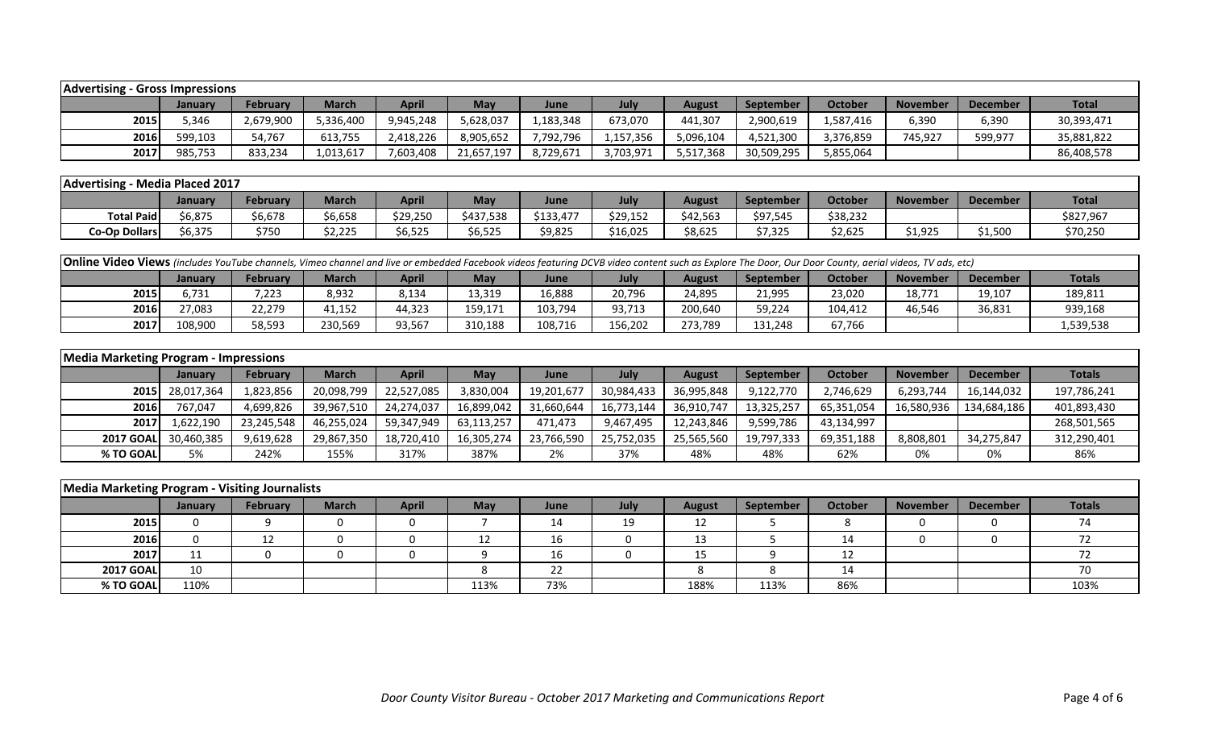| Advertising - Gross Impressions | | | | | | | | | | | | | |
|---|---|---|---|---|---|---|---|---|---|---|---|---|---|
| | January | February | March | April | May | June | July | August | September | October | November | December | Total |
| 2015 | 5,346 | 2,679,900 | 5,336,400 | 9,945,248 | 5,628,037 | 1,183,348 | 673,070 | 441,307 | 2,900,619 | 1,587,416 | 6,390 | 6,390 | 30,393,471 |
| 2016 | 599,103 | 54,767 | 613,755 | 2,418,226 | 8,905,652 | 7,792,796 | 1,157,356 | 5,096,104 | 4,521,300 | 3,376,859 | 745,927 | 599,977 | 35,881,822 |
| 2017 | 985,753 | 833,234 | 1,013,617 | 7,603,408 | 21,657,197 | 8,729,671 | 3,703,971 | 5,517,368 | 30,509,295 | 5,855,064 | | | 86,408,578 |

| Advertising - Media Placed 2017 | | | | | | | | | | | | | |
|---|---|---|---|---|---|---|---|---|---|---|---|---|---|
| | January | February | March | April | May | June | July | August | September | October | November | December | Total |
| Total Paid | $6,875 | $6,678 | $6,658 | $29,250 | $437,538 | $133,477 | $29,152 | $42,563 | $97,545 | $38,232 | | | $827,967 |
| Co-Op Dollars | $6,375 | $750 | $2,225 | $6,525 | $6,525 | $9,825 | $16,025 | $8,625 | $7,325 | $2,625 | $1,925 | $1,500 | $70,250 |

| **Online Video Views** *(includes YouTube channels, Vimeo channel and live or embedded Facebook videos featuring DCVB video content such as Explore The Door, Our Door County, aerial videos, TV ads, etc)* | | | | | | | | | | | | | |
|---|---|---|---|---|---|---|---|---|---|---|---|---|---|
| | January | February | March | April | May | June | July | August | September | October | November | December | Totals |
| 2015 | 6,731 | 7,223 | 8,932 | 8,134 | 13,319 | 16,888 | 20,796 | 24,895 | 21,995 | 23,020 | 18,771 | 19,107 | 189,811 |
| 2016 | 27,083 | 22,279 | 41,152 | 44,323 | 159,171 | 103,794 | 93,713 | 200,640 | 59,224 | 104,412 | 46,546 | 36,831 | 939,168 |
| 2017 | 108,900 | 58,593 | 230,569 | 93,567 | 310,188 | 108,716 | 156,202 | 273,789 | 131,248 | 67,766 | | | 1,539,538 |

| Media Marketing Program - Impressions | | | | | | | | | | | | | |
|---|---|---|---|---|---|---|---|---|---|---|---|---|---|
| | January | February | March | April | May | June | July | August | September | October | November | December | Totals |
| 2015 | 28,017,364 | 1,823,856 | 20,098,799 | 22,527,085 | 3,830,004 | 19,201,677 | 30,984,433 | 36,995,848 | 9,122,770 | 2,746,629 | 6,293,744 | 16,144,032 | 197,786,241 |
| 2016 | 767,047 | 4,699,826 | 39,967,510 | 24,274,037 | 16,899,042 | 31,660,644 | 16,773,144 | 36,910,747 | 13,325,257 | 65,351,054 | 16,580,936 | 134,684,186 | 401,893,430 |
| 2017 | 1,622,190 | 23,245,548 | 46,255,024 | 59,347,949 | 63,113,257 | 471,473 | 9,467,495 | 12,243,846 | 9,599,786 | 43,134,997 | | | 268,501,565 |
| 2017 GOAL | 30,460,385 | 9,619,628 | 29,867,350 | 18,720,410 | 16,305,274 | 23,766,590 | 25,752,035 | 25,565,560 | 19,797,333 | 69,351,188 | 8,808,801 | 34,275,847 | 312,290,401 |
| % TO GOAL | 5% | 242% | 155% | 317% | 387% | 2% | 37% | 48% | 48% | 62% | 0% | 0% | 86% |

| Media Marketing Program - Visiting Journalists | | | | | | | | | | | | | |
|---|---|---|---|---|---|---|---|---|---|---|---|---|---|
| | January | February | March | April | May | June | July | August | September | October | November | December | Totals |
| 2015 | 0 | 9 | 0 | 0 | 7 | 14 | 19 | 12 | 5 | 8 | 0 | 0 | 74 |
| 2016 | 0 | 12 | 0 | 0 | 12 | 16 | 0 | 13 | 5 | 14 | 0 | 0 | 72 |
| 2017 | 11 | 0 | 0 | 0 | 9 | 16 | 0 | 15 | 9 | 12 | | | 72 |
| 2017 GOAL | 10 | | | | 8 | 22 | | 8 | 8 | 14 | | | 70 |
| % TO GOAL | 110% | | | | 113% | 73% | | 188% | 113% | 86% | | | 103% |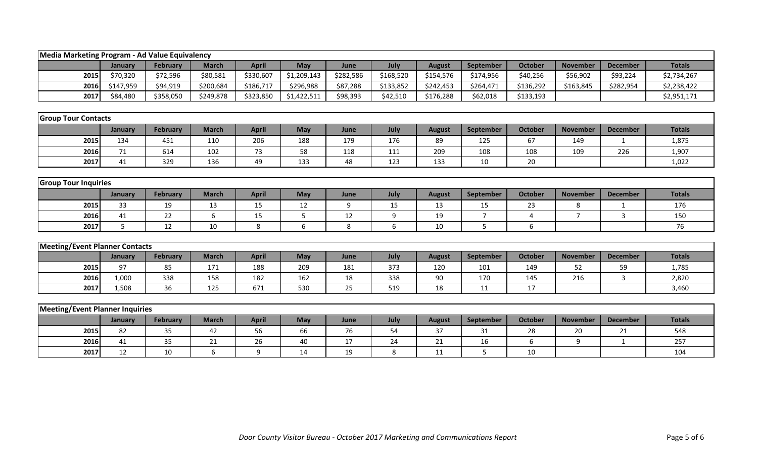## Media Marketing Program - Ad Value Equivalency

| | January | February | March | April | May | June | July | August | September | October | November | December | Totals |
|---|---|---|---|---|---|---|---|---|---|---|---|---|---|
| 2015 | $70,320 | $72,596 | $80,581 | $330,607 | $1,209,143 | $282,586 | $168,520 | $154,576 | $174,956 | $40,256 | $56,902 | $93,224 | $2,734,267 |
| 2016 | $147,959 | $94,919 | $200,684 | $186,717 | $296,988 | $87,288 | $133,852 | $242,453 | $264,471 | $136,292 | $163,845 | $282,954 | $2,238,422 |
| 2017 | $84,480 | $358,050 | $249,878 | $323,850 | $1,422,511 | $98,393 | $42,510 | $176,288 | $62,018 | $133,193 | | | $2,951,171 |

## Group Tour Contacts

| | January | February | March | April | May | June | July | August | September | October | November | December | Totals |
|---|---|---|---|---|---|---|---|---|---|---|---|---|---|
| 2015 | 134 | 451 | 110 | 206 | 188 | 179 | 176 | 89 | 125 | 67 | 149 | 1 | 1,875 |
| 2016 | 71 | 614 | 102 | 73 | 58 | 118 | 111 | 209 | 108 | 108 | 109 | 226 | 1,907 |
| 2017 | 41 | 329 | 136 | 49 | 133 | 48 | 123 | 133 | 10 | 20 | | | 1,022 |

## Group Tour Inquiries

| | January | February | March | April | May | June | July | August | September | October | November | December | Totals |
|---|---|---|---|---|---|---|---|---|---|---|---|---|---|
| 2015 | 33 | 19 | 13 | 15 | 12 | 9 | 15 | 13 | 15 | 23 | 8 | 1 | 176 |
| 2016 | 41 | 22 | 6 | 15 | 5 | 12 | 9 | 19 | 7 | 4 | 7 | 3 | 150 |
| 2017 | 5 | 12 | 10 | 8 | 6 | 8 | 6 | 10 | 5 | 6 | | | 76 |

## Meeting/Event Planner Contacts

| | January | February | March | April | May | June | July | August | September | October | November | December | Totals |
|---|---|---|---|---|---|---|---|---|---|---|---|---|---|
| 2015 | 97 | 85 | 171 | 188 | 209 | 181 | 373 | 120 | 101 | 149 | 52 | 59 | 1,785 |
| 2016 | 1,000 | 338 | 158 | 182 | 162 | 18 | 338 | 90 | 170 | 145 | 216 | 3 | 2,820 |
| 2017 | 1,508 | 36 | 125 | 671 | 530 | 25 | 519 | 18 | 11 | 17 | | | 3,460 |

## Meeting/Event Planner Inquiries

| | January | February | March | April | May | June | July | August | September | October | November | December | Totals |
|---|---|---|---|---|---|---|---|---|---|---|---|---|---|
| 2015 | 82 | 35 | 42 | 56 | 66 | 76 | 54 | 37 | 31 | 28 | 20 | 21 | 548 |
| 2016 | 41 | 35 | 21 | 26 | 40 | 17 | 24 | 21 | 16 | 6 | 9 | 1 | 257 |
| 2017 | 12 | 10 | 6 | 9 | 14 | 19 | 8 | 11 | 5 | 10 | | | 104 |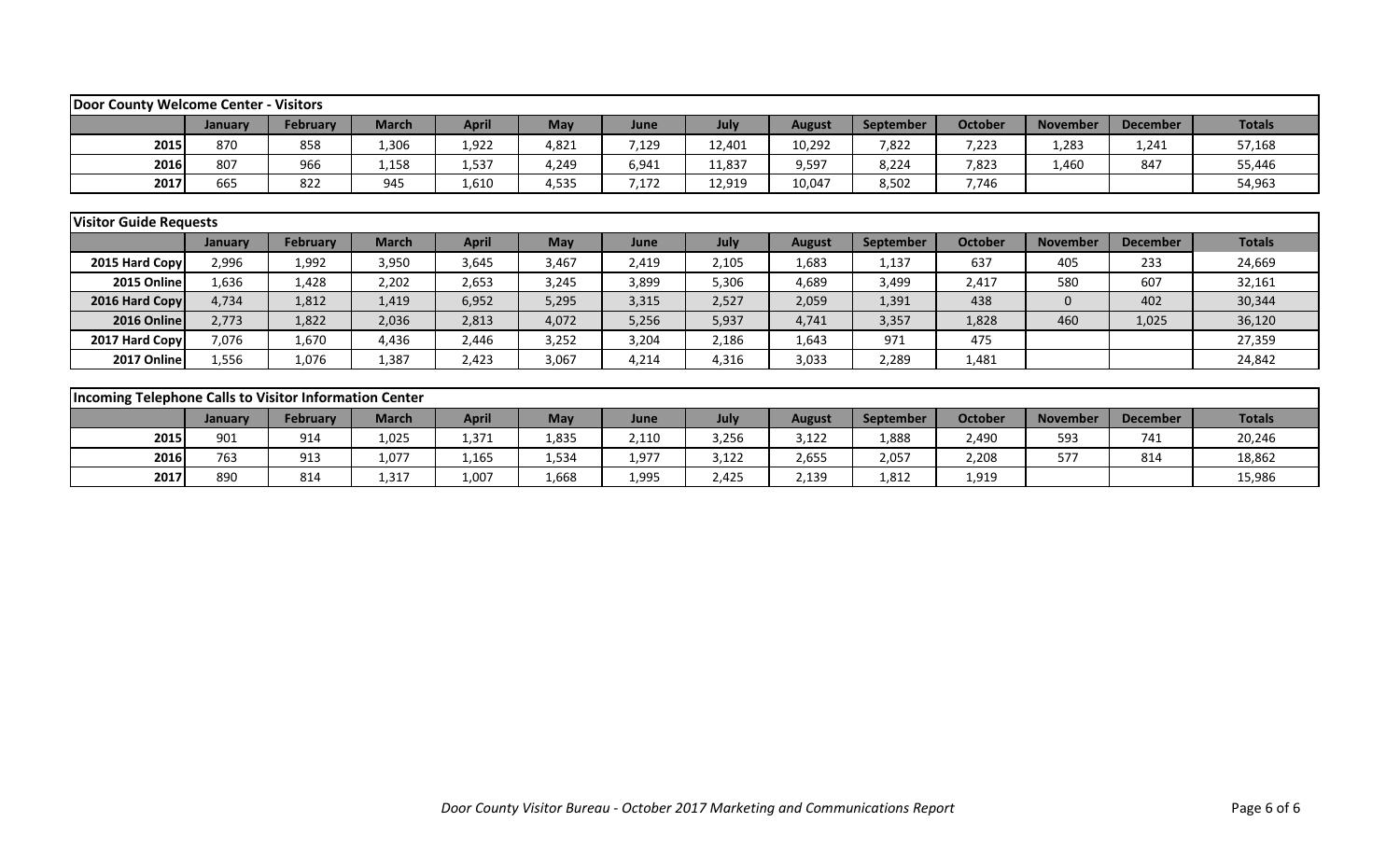| Door County Welcome Center - Visitors | | | | | | | | | | | | | |
|---|---|---|---|---|---|---|---|---|---|---|---|---|---|
| | January | February | March | April | May | June | July | August | September | October | November | December | Totals |
| 2015 | 870 | 858 | 1,306 | 1,922 | 4,821 | 7,129 | 12,401 | 10,292 | 7,822 | 7,223 | 1,283 | 1,241 | 57,168 |
| 2016 | 807 | 966 | 1,158 | 1,537 | 4,249 | 6,941 | 11,837 | 9,597 | 8,224 | 7,823 | 1,460 | 847 | 55,446 |
| 2017 | 665 | 822 | 945 | 1,610 | 4,535 | 7,172 | 12,919 | 10,047 | 8,502 | 7,746 | | | 54,963 |

| Visitor Guide Requests | | | | | | | | | | | | | |
|---|---|---|---|---|---|---|---|---|---|---|---|---|---|
| | January | February | March | April | May | June | July | August | September | October | November | December | Totals |
| 2015 Hard Copy | 2,996 | 1,992 | 3,950 | 3,645 | 3,467 | 2,419 | 2,105 | 1,683 | 1,137 | 637 | 405 | 233 | 24,669 |
| 2015 Online | 1,636 | 1,428 | 2,202 | 2,653 | 3,245 | 3,899 | 5,306 | 4,689 | 3,499 | 2,417 | 580 | 607 | 32,161 |
| 2016 Hard Copy | 4,734 | 1,812 | 1,419 | 6,952 | 5,295 | 3,315 | 2,527 | 2,059 | 1,391 | 438 | 0 | 402 | 30,344 |
| 2016 Online | 2,773 | 1,822 | 2,036 | 2,813 | 4,072 | 5,256 | 5,937 | 4,741 | 3,357 | 1,828 | 460 | 1,025 | 36,120 |
| 2017 Hard Copy | 7,076 | 1,670 | 4,436 | 2,446 | 3,252 | 3,204 | 2,186 | 1,643 | 971 | 475 | | | 27,359 |
| 2017 Online | 1,556 | 1,076 | 1,387 | 2,423 | 3,067 | 4,214 | 4,316 | 3,033 | 2,289 | 1,481 | | | 24,842 |

| Incoming Telephone Calls to Visitor Information Center | | | | | | | | | | | | | |
|---|---|---|---|---|---|---|---|---|---|---|---|---|---|
| | January | February | March | April | May | June | July | August | September | October | November | December | Totals |
| 2015 | 901 | 914 | 1,025 | 1,371 | 1,835 | 2,110 | 3,256 | 3,122 | 1,888 | 2,490 | 593 | 741 | 20,246 |
| 2016 | 763 | 913 | 1,077 | 1,165 | 1,534 | 1,977 | 3,122 | 2,655 | 2,057 | 2,208 | 577 | 814 | 18,862 |
| 2017 | 890 | 814 | 1,317 | 1,007 | 1,668 | 1,995 | 2,425 | 2,139 | 1,812 | 1,919 | | | 15,986 |